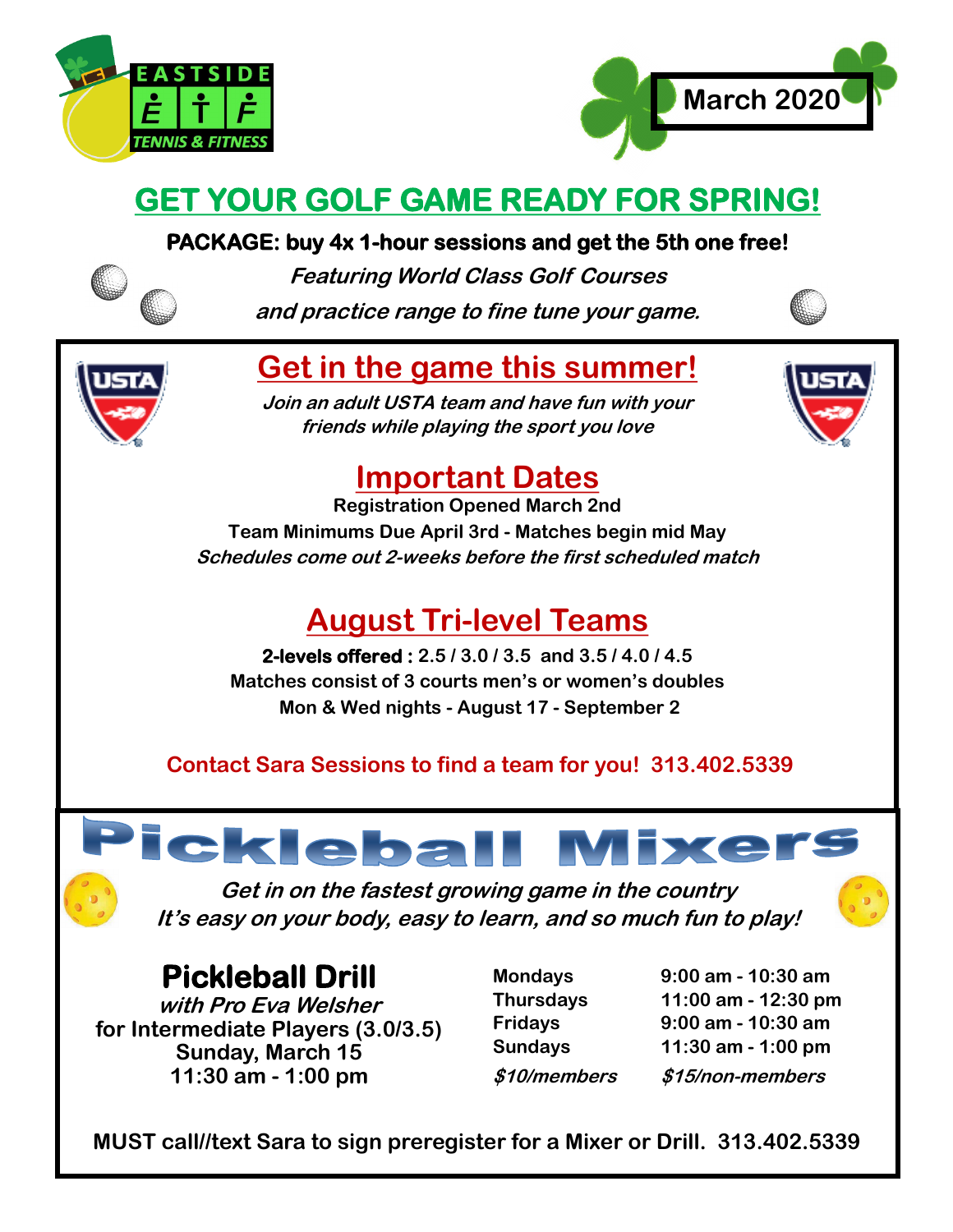EASTSIDE ETF TENNIS & FITNESS

March 2020

# GET YOUR GOLF GAME READY FOR SPRING!

**PACKAGE: buy 4x 1-hour sessions and get the 5th one free!**

*Featuring World Class Golf Courses*

*and practice range to fine tune your game.*

## Get in the game this summer!

*Join an adult USTA team and have fun with your friends while playing the sport you love*

## Important Dates

**Registration Opened March 2nd**

**Team Minimums Due April 3rd - Matches begin mid May**

***Schedules come out 2-weeks before the first scheduled match***

## August Tri-level Teams

**2-levels offered : 2.5 / 3.0 / 3.5 and 3.5 / 4.0 / 4.5**

**Matches consist of 3 courts men's or women's doubles**

**Mon & Wed nights - August 17 - September 2**

**Contact Sara Sessions to find a team for you! 313.402.5339**

# Pickleball Mixers

***Get in on the fastest growing game in the country***

***It's easy on your body, easy to learn, and so much fun to play!***

### Pickleball Drill

***with Pro Eva Welsher***

**for Intermediate Players (3.0/3.5)**

**Sunday, March 15**

**11:30 am - 1:00 pm**

| | |
|---|---|
| **Mondays** | **9:00 am - 10:30 am** |
| **Thursdays** | **11:00 am - 12:30 pm** |
| **Fridays** | **9:00 am - 10:30 am** |
| **Sundays** | **11:30 am - 1:00 pm** |
| ***$10/members*** | ***$15/non-members*** |

**MUST call//text Sara to sign preregister for a Mixer or Drill. 313.402.5339**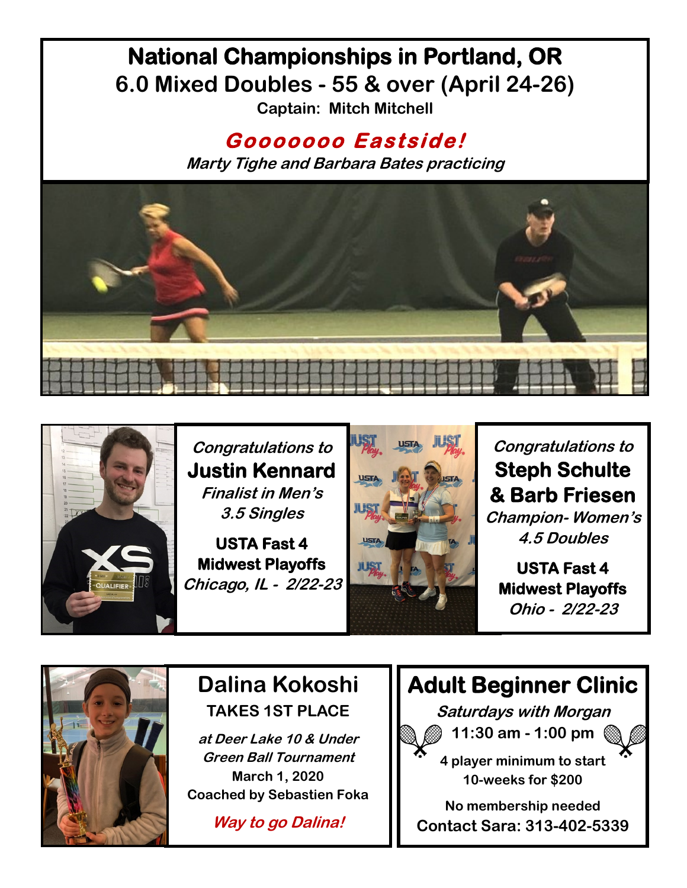# National Championships in Portland, OR

## 6.0 Mixed Doubles - 55 & over (April 24-26)

**Captain: Mitch Mitchell**

***Gooooooo Eastside!***

*Marty Tighe and Barbara Bates practicing*

*Congratulations to*

**Justin Kennard**

*Finalist in Men's 3.5 Singles*

**USTA Fast 4 Midwest Playoffs**

*Chicago, IL - 2/22-23*

*Congratulations to*

**Steph Schulte & Barb Friesen**

*Champion- Women's 4.5 Doubles*

**USTA Fast 4 Midwest Playoffs**

*Ohio - 2/22-23*

## Dalina Kokoshi

**TAKES 1ST PLACE**

*at Deer Lake 10 & Under Green Ball Tournament*

March 1, 2020

Coached by Sebastien Foka

*Way to go Dalina!*

## Adult Beginner Clinic

*Saturdays with Morgan*

11:30 am - 1:00 pm

4 player minimum to start

10-weeks for $200

No membership needed

Contact Sara: 313-402-5339